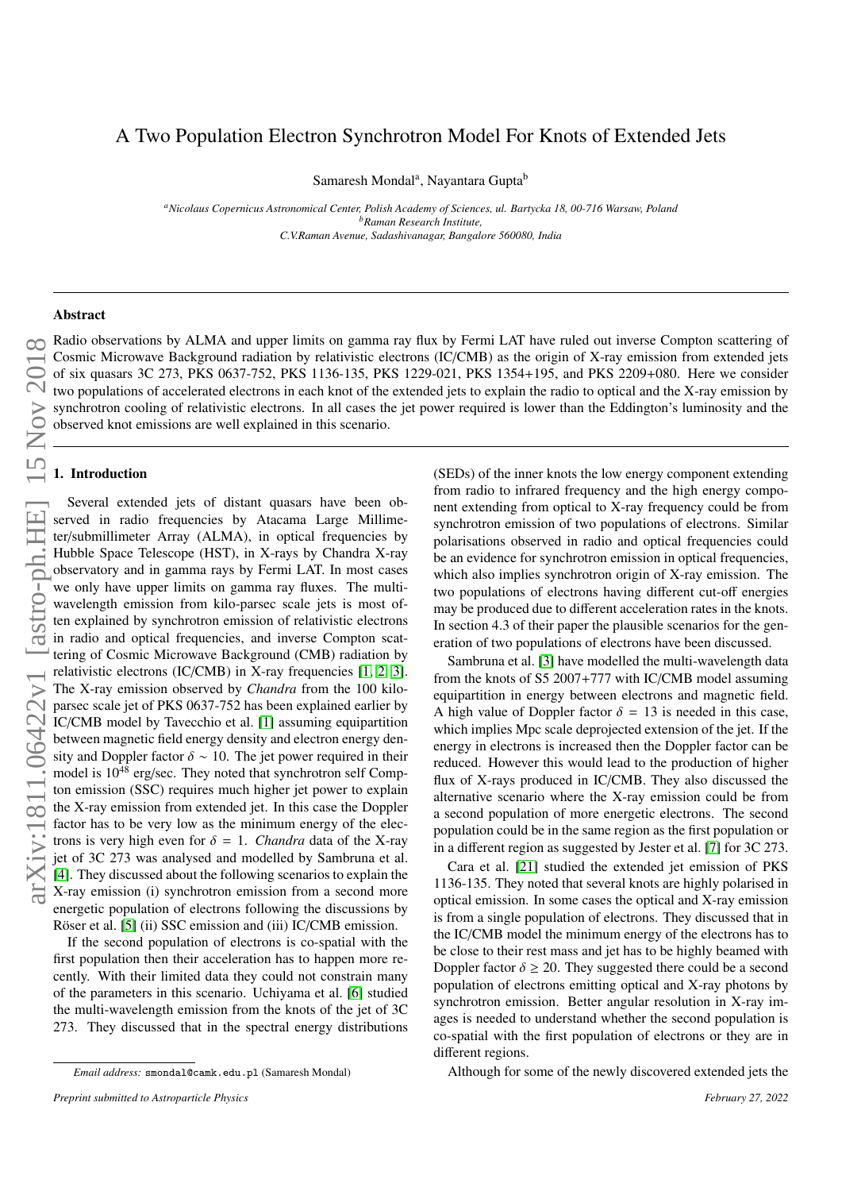# A Two Population Electron Synchrotron Model For Knots of Extended Jets

Samaresh Mondal[a], Nayantara Gupta[b]

[a]*Nicolaus Copernicus Astronomical Center, Polish Academy of Sciences, ul. Bartycka 18, 00-716 Warsaw, Poland*
[b]*Raman Research Institute, C.V.Raman Avenue, Sadashivanagar, Bangalore 560080, India*

## Abstract

Radio observations by ALMA and upper limits on gamma ray flux by Fermi LAT have ruled out inverse Compton scattering of Cosmic Microwave Background radiation by relativistic electrons (IC/CMB) as the origin of X-ray emission from extended jets of six quasars 3C 273, PKS 0637-752, PKS 1136-135, PKS 1229-021, PKS 1354+195, and PKS 2209+080. Here we consider two populations of accelerated electrons in each knot of the extended jets to explain the radio to optical and the X-ray emission by synchrotron cooling of relativistic electrons. In all cases the jet power required is lower than the Eddington's luminosity and the observed knot emissions are well explained in this scenario.

## 1. Introduction

Several extended jets of distant quasars have been observed in radio frequencies by Atacama Large Millimeter/submillimeter Array (ALMA), in optical frequencies by Hubble Space Telescope (HST), in X-rays by Chandra X-ray observatory and in gamma rays by Fermi LAT. In most cases we only have upper limits on gamma ray fluxes. The multi-wavelength emission from kilo-parsec scale jets is most often explained by synchrotron emission of relativistic electrons in radio and optical frequencies, and inverse Compton scattering of Cosmic Microwave Background (CMB) radiation by relativistic electrons (IC/CMB) in X-ray frequencies [1, 2, 3]. The X-ray emission observed by *Chandra* from the 100 kiloparsec scale jet of PKS 0637-752 has been explained earlier by IC/CMB model by Tavecchio et al. [1] assuming equipartition between magnetic field energy density and electron energy density and Doppler factor $\delta \sim 10$. The jet power required in their model is $10^{48}$ erg/sec. They noted that synchrotron self Compton emission (SSC) requires much higher jet power to explain the X-ray emission from extended jet. In this case the Doppler factor has to be very low as the minimum energy of the electrons is very high even for $\delta = 1$. *Chandra* data of the X-ray jet of 3C 273 was analysed and modelled by Sambruna et al. [4]. They discussed about the following scenarios to explain the X-ray emission (i) synchrotron emission from a second more energetic population of electrons following the discussions by Röser et al. [5] (ii) SSC emission and (iii) IC/CMB emission.

If the second population of electrons is co-spatial with the first population then their acceleration has to happen more recently. With their limited data they could not constrain many of the parameters in this scenario. Uchiyama et al. [6] studied the multi-wavelength emission from the knots of the jet of 3C 273. They discussed that in the spectral energy distributions (SEDs) of the inner knots the low energy component extending from radio to infrared frequency and the high energy component extending from optical to X-ray frequency could be from synchrotron emission of two populations of electrons. Similar polarisations observed in radio and optical frequencies could be an evidence for synchrotron emission in optical frequencies, which also implies synchrotron origin of X-ray emission. The two populations of electrons having different cut-off energies may be produced due to different acceleration rates in the knots. In section 4.3 of their paper the plausible scenarios for the generation of two populations of electrons have been discussed.

Sambruna et al. [3] have modelled the multi-wavelength data from the knots of S5 2007+777 with IC/CMB model assuming equipartition in energy between electrons and magnetic field. A high value of Doppler factor $\delta = 13$ is needed in this case, which implies Mpc scale deprojected extension of the jet. If the energy in electrons is increased then the Doppler factor can be reduced. However this would lead to the production of higher flux of X-rays produced in IC/CMB. They also discussed the alternative scenario where the X-ray emission could be from a second population of more energetic electrons. The second population could be in the same region as the first population or in a different region as suggested by Jester et al. [7] for 3C 273.

Cara et al. [21] studied the extended jet emission of PKS 1136-135. They noted that several knots are highly polarised in optical emission. In some cases the optical and X-ray emission is from a single population of electrons. They discussed that in the IC/CMB model the minimum energy of the electrons has to be close to their rest mass and jet has to be highly beamed with Doppler factor $\delta \geq 20$. They suggested there could be a second population of electrons emitting optical and X-ray photons by synchrotron emission. Better angular resolution in X-ray images is needed to understand whether the second population is co-spatial with the first population of electrons or they are in different regions.

Although for some of the newly discovered extended jets the

*Email address:* smondal@camk.edu.pl (Samaresh Mondal)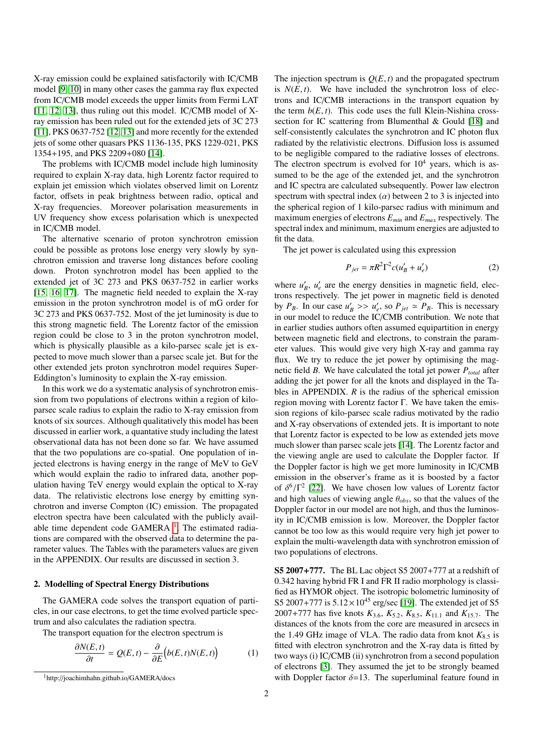X-ray emission could be explained satisfactorily with IC/CMB model [9, 10] in many other cases the gamma ray flux expected from IC/CMB model exceeds the upper limits from Fermi LAT [11, 12, 13], thus ruling out this model. IC/CMB model of X-ray emission has been ruled out for the extended jets of 3C 273 [11], PKS 0637-752 [12, 13] and more recently for the extended jets of some other quasars PKS 1136-135, PKS 1229-021, PKS 1354+195, and PKS 2209+080 [14].

The problems with IC/CMB model include high luminosity required to explain X-ray data, high Lorentz factor required to explain jet emission which violates observed limit on Lorentz factor, offsets in peak brightness between radio, optical and X-ray frequencies. Moreover polarisation measurements in UV frequency show excess polarisation which is unexpected in IC/CMB model.

The alternative scenario of proton synchrotron emission could be possible as protons lose energy very slowly by synchrotron emission and traverse long distances before cooling down. Proton synchrotron model has been applied to the extended jet of 3C 273 and PKS 0637-752 in earlier works [15, 16, 17]. The magnetic field needed to explain the X-ray emission in the proton synchrotron model is of mG order for 3C 273 and PKS 0637-752. Most of the jet luminosity is due to this strong magnetic field. The Lorentz factor of the emission region could be close to 3 in the proton synchrotron model, which is physically plausible as a kilo-parsec scale jet is expected to move much slower than a parsec scale jet. But for the other extended jets proton synchrotron model requires Super-Eddington's luminosity to explain the X-ray emission.

In this work we do a systematic analysis of synchrotron emission from two populations of electrons within a region of kilo-parsec scale radius to explain the radio to X-ray emission from knots of six sources. Although qualitatively this model has been discussed in earlier work, a quantative study including the latest observational data has not been done so far. We have assumed that the two populations are co-spatial. One population of injected electrons is having energy in the range of MeV to GeV which would explain the radio to infrared data, another population having TeV energy would explain the optical to X-ray data. The relativistic electrons lose energy by emitting synchrotron and inverse Compton (IC) emission. The propagated electron spectra have been calculated with the publicly available time dependent code GAMERA [1]. The estimated radiations are compared with the observed data to determine the parameter values. The Tables with the parameters values are given in the APPENDIX. Our results are discussed in section 3.

## 2. Modelling of Spectral Energy Distributions

The GAMERA code solves the transport equation of particles, in our case electrons, to get the time evolved particle spectrum and also calculates the radiation spectra.

The transport equation for the electron spectrum is

$$\frac{\partial N(E,t)}{\partial t} = Q(E,t) - \frac{\partial}{\partial E}\Big(b(E,t)N(E,t)\Big) \tag{1}$$

[1] http://joachimhahn.github.io/GAMERA/docs

The injection spectrum is $Q(E,t)$ and the propagated spectrum is $N(E,t)$. We have included the synchrotron loss of electrons and IC/CMB interactions in the transport equation by the term $b(E,t)$. This code uses the full Klein-Nishina cross-section for IC scattering from Blumenthal & Gould [18] and self-consistently calculates the synchrotron and IC photon flux radiated by the relativistic electrons. Diffusion loss is assumed to be negligible compared to the radiative losses of electrons. The electron spectrum is evolved for $10^4$ years, which is assumed to be the age of the extended jet, and the synchrotron and IC spectra are calculated subsequently. Power law electron spectrum with spectral index ($\alpha$) between 2 to 3 is injected into the spherical region of 1 kilo-parsec radius with minimum and maximum energies of electrons $E_{min}$ and $E_{max}$ respectively. The spectral index and minimum, maximum energies are adjusted to fit the data.

The jet power is calculated using this expression

$$P_{jet} = \pi R^2 \Gamma^2 c (u'_B + u'_e) \tag{2}$$

where $u'_B$, $u'_e$ are the energy densities in magnetic field, electrons respectively. The jet power in magnetic field is denoted by $P_B$. In our case $u'_B >> u'_e$, so $P_{jet} \simeq P_B$. This is necessary in our model to reduce the IC/CMB contribution. We note that in earlier studies authors often assumed equipartition in energy between magnetic field and electrons, to constrain the parameter values. This would give very high X-ray and gamma ray flux. We try to reduce the jet power by optimising the magnetic field $B$. We have calculated the total jet power $P_{total}$ after adding the jet power for all the knots and displayed in the Tables in APPENDIX. $R$ is the radius of the spherical emission region moving with Lorentz factor $\Gamma$. We have taken the emission regions of kilo-parsec scale radius motivated by the radio and X-ray observations of extended jets. It is important to note that Lorentz factor is expected to be low as extended jets move much slower than parsec scale jets [14]. The Lorentz factor and the viewing angle are used to calculate the Doppler factor. If the Doppler factor is high we get more luminosity in IC/CMB emission in the observer's frame as it is boosted by a factor of $\delta^6/\Gamma^2$ [22]. We have chosen low values of Lorentz factor and high values of viewing angle $\theta_{obs}$, so that the values of the Doppler factor in our model are not high, and thus the luminosity in IC/CMB emission is low. Moreover, the Doppler factor cannot be too low as this would require very high jet power to explain the multi-wavelength data with synchrotron emission of two populations of electrons.

**S5 2007+777.** The BL Lac object S5 2007+777 at a redshift of 0.342 having hybrid FR I and FR II radio morphology is classified as HYMOR object. The isotropic bolometric luminosity of S5 2007+777 is $5.12\times10^{45}$ erg/sec [19]. The extended jet of S5 2007+777 has five knots $K_{3.6}$, $K_{5.2}$, $K_{8.5}$, $K_{11.1}$ and $K_{15.7}$. The distances of the knots from the core are measured in arcsecs in the 1.49 GHz image of VLA. The radio data from knot $K_{8.5}$ is fitted with electron synchrotron and the X-ray data is fitted by two ways (i) IC/CMB (ii) synchrotron from a second population of electrons [3]. They assumed the jet to be strongly beamed with Doppler factor $\delta$=13. The superluminal feature found in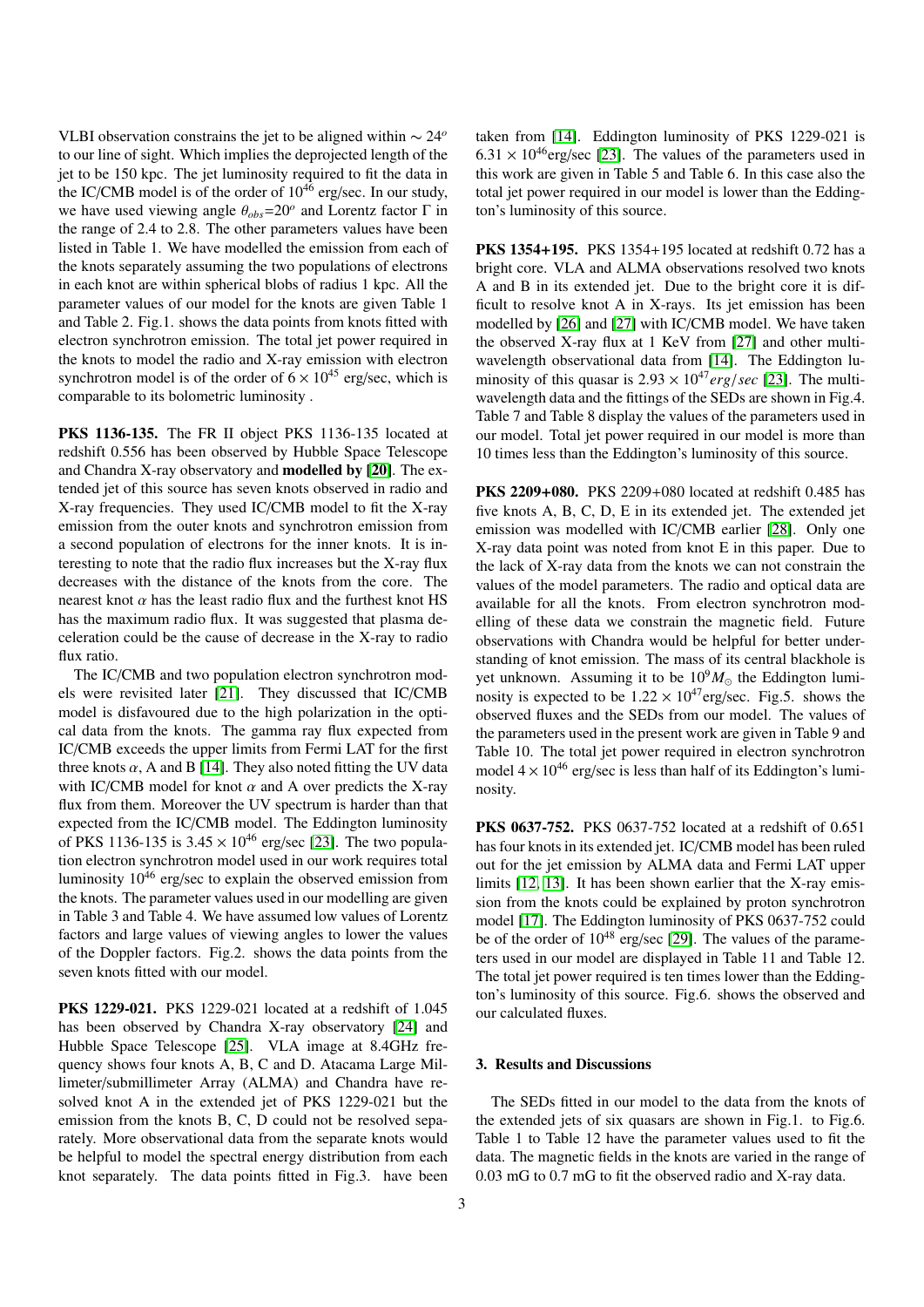VLBI observation constrains the jet to be aligned within $\sim 24^o$ to our line of sight. Which implies the deprojected length of the jet to be 150 kpc. The jet luminosity required to fit the data in the IC/CMB model is of the order of $10^{46}$ erg/sec. In our study, we have used viewing angle $\theta_{obs}$=20$^o$ and Lorentz factor $\Gamma$ in the range of 2.4 to 2.8. The other parameters values have been listed in Table 1. We have modelled the emission from each of the knots separately assuming the two populations of electrons in each knot are within spherical blobs of radius 1 kpc. All the parameter values of our model for the knots are given Table 1 and Table 2. Fig.1. shows the data points from knots fitted with electron synchrotron emission. The total jet power required in the knots to model the radio and X-ray emission with electron synchrotron model is of the order of $6 \times 10^{45}$ erg/sec, which is comparable to its bolometric luminosity .

**PKS 1136-135.** The FR II object PKS 1136-135 located at redshift 0.556 has been observed by Hubble Space Telescope and Chandra X-ray observatory and **modelled by [20]**. The extended jet of this source has seven knots observed in radio and X-ray frequencies. They used IC/CMB model to fit the X-ray emission from the outer knots and synchrotron emission from a second population of electrons for the inner knots. It is interesting to note that the radio flux increases but the X-ray flux decreases with the distance of the knots from the core. The nearest knot $\alpha$ has the least radio flux and the furthest knot HS has the maximum radio flux. It was suggested that plasma deceleration could be the cause of decrease in the X-ray to radio flux ratio.

The IC/CMB and two population electron synchrotron models were revisited later [21]. They discussed that IC/CMB model is disfavoured due to the high polarization in the optical data from the knots. The gamma ray flux expected from IC/CMB exceeds the upper limits from Fermi LAT for the first three knots $\alpha$, A and B [14]. They also noted fitting the UV data with IC/CMB model for knot $\alpha$ and A over predicts the X-ray flux from them. Moreover the UV spectrum is harder than that expected from the IC/CMB model. The Eddington luminosity of PKS 1136-135 is $3.45 \times 10^{46}$ erg/sec [23]. The two population electron synchrotron model used in our work requires total luminosity $10^{46}$ erg/sec to explain the observed emission from the knots. The parameter values used in our modelling are given in Table 3 and Table 4. We have assumed low values of Lorentz factors and large values of viewing angles to lower the values of the Doppler factors. Fig.2. shows the data points from the seven knots fitted with our model.

**PKS 1229-021.** PKS 1229-021 located at a redshift of 1.045 has been observed by Chandra X-ray observatory [24] and Hubble Space Telescope [25]. VLA image at 8.4GHz frequency shows four knots A, B, C and D. Atacama Large Millimeter/submillimeter Array (ALMA) and Chandra have resolved knot A in the extended jet of PKS 1229-021 but the emission from the knots B, C, D could not be resolved separately. More observational data from the separate knots would be helpful to model the spectral energy distribution from each knot separately. The data points fitted in Fig.3. have been taken from [14]. Eddington luminosity of PKS 1229-021 is $6.31 \times 10^{46}$erg/sec [23]. The values of the parameters used in this work are given in Table 5 and Table 6. In this case also the total jet power required in our model is lower than the Eddington's luminosity of this source.

**PKS 1354+195.** PKS 1354+195 located at redshift 0.72 has a bright core. VLA and ALMA observations resolved two knots A and B in its extended jet. Due to the bright core it is difficult to resolve knot A in X-rays. Its jet emission has been modelled by [26] and [27] with IC/CMB model. We have taken the observed X-ray flux at 1 KeV from [27] and other multi-wavelength observational data from [14]. The Eddington luminosity of this quasar is $2.93 \times 10^{47} erg/sec$ [23]. The multi-wavelength data and the fittings of the SEDs are shown in Fig.4. Table 7 and Table 8 display the values of the parameters used in our model. Total jet power required in our model is more than 10 times less than the Eddington's luminosity of this source.

**PKS 2209+080.** PKS 2209+080 located at redshift 0.485 has five knots A, B, C, D, E in its extended jet. The extended jet emission was modelled with IC/CMB earlier [28]. Only one X-ray data point was noted from knot E in this paper. Due to the lack of X-ray data from the knots we can not constrain the values of the model parameters. The radio and optical data are available for all the knots. From electron synchrotron modelling of these data we constrain the magnetic field. Future observations with Chandra would be helpful for better understanding of knot emission. The mass of its central blackhole is yet unknown. Assuming it to be $10^9 M_\odot$ the Eddington luminosity is expected to be $1.22 \times 10^{47}$erg/sec. Fig.5. shows the observed fluxes and the SEDs from our model. The values of the parameters used in the present work are given in Table 9 and Table 10. The total jet power required in electron synchrotron model $4 \times 10^{46}$ erg/sec is less than half of its Eddington's luminosity.

**PKS 0637-752.** PKS 0637-752 located at a redshift of 0.651 has four knots in its extended jet. IC/CMB model has been ruled out for the jet emission by ALMA data and Fermi LAT upper limits [12, 13]. It has been shown earlier that the X-ray emission from the knots could be explained by proton synchrotron model [17]. The Eddington luminosity of PKS 0637-752 could be of the order of $10^{48}$ erg/sec [29]. The values of the parameters used in our model are displayed in Table 11 and Table 12. The total jet power required is ten times lower than the Eddington's luminosity of this source. Fig.6. shows the observed and our calculated fluxes.

## 3. Results and Discussions

The SEDs fitted in our model to the data from the knots of the extended jets of six quasars are shown in Fig.1. to Fig.6. Table 1 to Table 12 have the parameter values used to fit the data. The magnetic fields in the knots are varied in the range of 0.03 mG to 0.7 mG to fit the observed radio and X-ray data.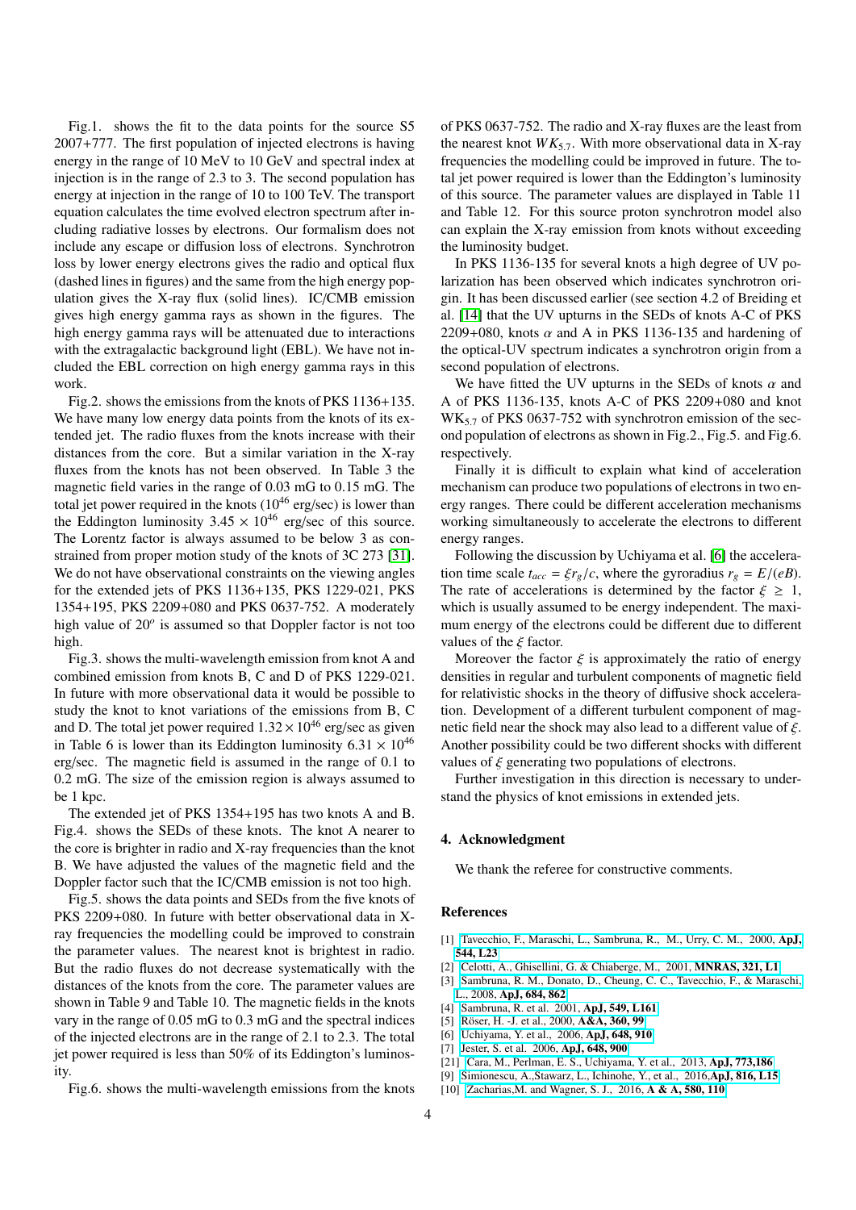Fig.1. shows the fit to the data points for the source S5 2007+777. The first population of injected electrons is having energy in the range of 10 MeV to 10 GeV and spectral index at injection is in the range of 2.3 to 3. The second population has energy at injection in the range of 10 to 100 TeV. The transport equation calculates the time evolved electron spectrum after including radiative losses by electrons. Our formalism does not include any escape or diffusion loss of electrons. Synchrotron loss by lower energy electrons gives the radio and optical flux (dashed lines in figures) and the same from the high energy population gives the X-ray flux (solid lines). IC/CMB emission gives high energy gamma rays as shown in the figures. The high energy gamma rays will be attenuated due to interactions with the extragalactic background light (EBL). We have not included the EBL correction on high energy gamma rays in this work.

Fig.2. shows the emissions from the knots of PKS 1136+135. We have many low energy data points from the knots of its extended jet. The radio fluxes from the knots increase with their distances from the core. But a similar variation in the X-ray fluxes from the knots has not been observed. In Table 3 the magnetic field varies in the range of 0.03 mG to 0.15 mG. The total jet power required in the knots ($10^{46}$ erg/sec) is lower than the Eddington luminosity $3.45 \times 10^{46}$ erg/sec of this source. The Lorentz factor is always assumed to be below 3 as constrained from proper motion study of the knots of 3C 273 [31]. We do not have observational constraints on the viewing angles for the extended jets of PKS 1136+135, PKS 1229-021, PKS 1354+195, PKS 2209+080 and PKS 0637-752. A moderately high value of $20^o$ is assumed so that Doppler factor is not too high.

Fig.3. shows the multi-wavelength emission from knot A and combined emission from knots B, C and D of PKS 1229-021. In future with more observational data it would be possible to study the knot to knot variations of the emissions from B, C and D. The total jet power required $1.32 \times 10^{46}$ erg/sec as given in Table 6 is lower than its Eddington luminosity $6.31 \times 10^{46}$ erg/sec. The magnetic field is assumed in the range of 0.1 to 0.2 mG. The size of the emission region is always assumed to be 1 kpc.

The extended jet of PKS 1354+195 has two knots A and B. Fig.4. shows the SEDs of these knots. The knot A nearer to the core is brighter in radio and X-ray frequencies than the knot B. We have adjusted the values of the magnetic field and the Doppler factor such that the IC/CMB emission is not too high.

Fig.5. shows the data points and SEDs from the five knots of PKS 2209+080. In future with better observational data in X-ray frequencies the modelling could be improved to constrain the parameter values. The nearest knot is brightest in radio. But the radio fluxes do not decrease systematically with the distances of the knots from the core. The parameter values are shown in Table 9 and Table 10. The magnetic fields in the knots vary in the range of 0.05 mG to 0.3 mG and the spectral indices of the injected electrons are in the range of 2.1 to 2.3. The total jet power required is less than 50% of its Eddington's luminosity.

Fig.6. shows the multi-wavelength emissions from the knots of PKS 0637-752. The radio and X-ray fluxes are the least from the nearest knot $WK_{5.7}$. With more observational data in X-ray frequencies the modelling could be improved in future. The total jet power required is lower than the Eddington's luminosity of this source. The parameter values are displayed in Table 11 and Table 12. For this source proton synchrotron model also can explain the X-ray emission from knots without exceeding the luminosity budget.

In PKS 1136-135 for several knots a high degree of UV polarization has been observed which indicates synchrotron origin. It has been discussed earlier (see section 4.2 of Breiding et al. [14] that the UV upturns in the SEDs of knots A-C of PKS 2209+080, knots $\alpha$ and A in PKS 1136-135 and hardening of the optical-UV spectrum indicates a synchrotron origin from a second population of electrons.

We have fitted the UV upturns in the SEDs of knots $\alpha$ and A of PKS 1136-135, knots A-C of PKS 2209+080 and knot $WK_{5.7}$ of PKS 0637-752 with synchrotron emission of the second population of electrons as shown in Fig.2., Fig.5. and Fig.6. respectively.

Finally it is difficult to explain what kind of acceleration mechanism can produce two populations of electrons in two energy ranges. There could be different acceleration mechanisms working simultaneously to accelerate the electrons to different energy ranges.

Following the discussion by Uchiyama et al. [6] the acceleration time scale $t_{acc} = \xi r_g/c$, where the gyroradius $r_g = E/(eB)$. The rate of accelerations is determined by the factor $\xi \geq 1$, which is usually assumed to be energy independent. The maximum energy of the electrons could be different due to different values of the $\xi$ factor.

Moreover the factor $\xi$ is approximately the ratio of energy densities in regular and turbulent components of magnetic field for relativistic shocks in the theory of diffusive shock acceleration. Development of a different turbulent component of magnetic field near the shock may also lead to a different value of $\xi$. Another possibility could be two different shocks with different values of $\xi$ generating two populations of electrons.

Further investigation in this direction is necessary to understand the physics of knot emissions in extended jets.

## 4. Acknowledgment

We thank the referee for constructive comments.

## References

[1] Tavecchio, F., Maraschi, L., Sambruna, R., M., Urry, C. M., 2000, **ApJ, 544, L23**

[2] Celotti, A., Ghisellini, G. & Chiaberge, M., 2001, **MNRAS, 321, L1**

[3] Sambruna, R. M., Donato, D., Cheung, C. C., Tavecchio, F., & Maraschi, L., 2008, **ApJ, 684, 862**

[4] Sambruna, R. et al. 2001, **ApJ, 549, L161**

[5] Röser, H. -J. et al., 2000, **A&A, 360, 99**

[6] Uchiyama, Y. et al., 2006, **ApJ, 648, 910**

[7] Jester, S. et al. 2006, **ApJ, 648, 900**

[21] Cara, M., Perlman, E. S., Uchiyama, Y. et al., 2013, **ApJ, 773,186**

[9] Simionescu, A.,Stawarz, L., Ichinohe, Y., et al., 2016,**ApJ, 816, L15**

[10] Zacharias,M. and Wagner, S. J., 2016, **A & A, 580, 110**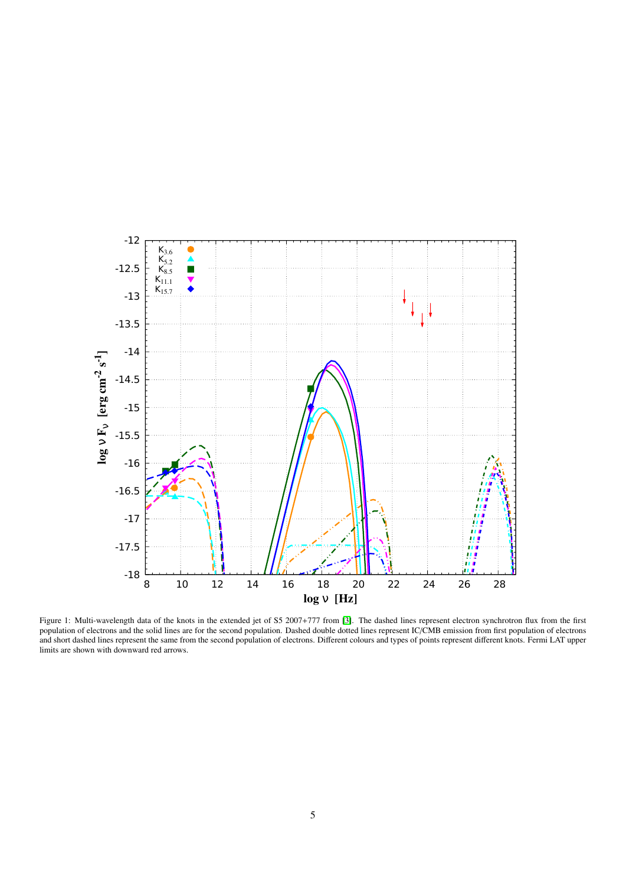Figure 1: Multi-wavelength data of the knots in the extended jet of S5 2007+777 from [3]. The dashed lines represent electron synchrotron flux from the first population of electrons and the solid lines are for the second population. Dashed double dotted lines represent IC/CMB emission from first population of electrons and short dashed lines represent the same from the second population of electrons. Different colours and types of points represent different knots. Fermi LAT upper limits are shown with downward red arrows.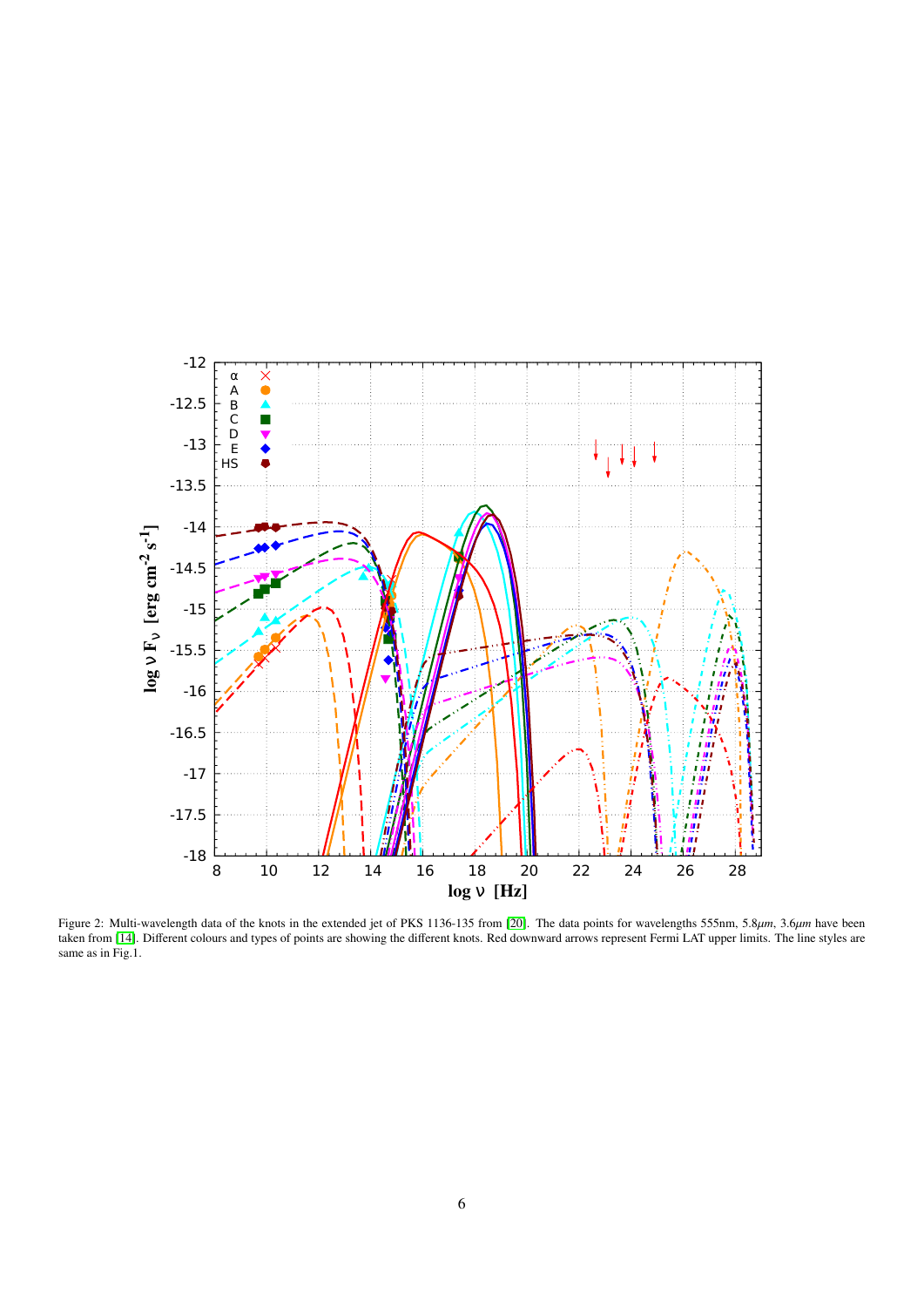Figure 2: Multi-wavelength data of the knots in the extended jet of PKS 1136-135 from [20]. The data points for wavelengths 555nm, 5.8$\mu m$, 3.6$\mu m$ have been taken from [14]. Different colours and types of points are showing the different knots. Red downward arrows represent Fermi LAT upper limits. The line styles are same as in Fig.1.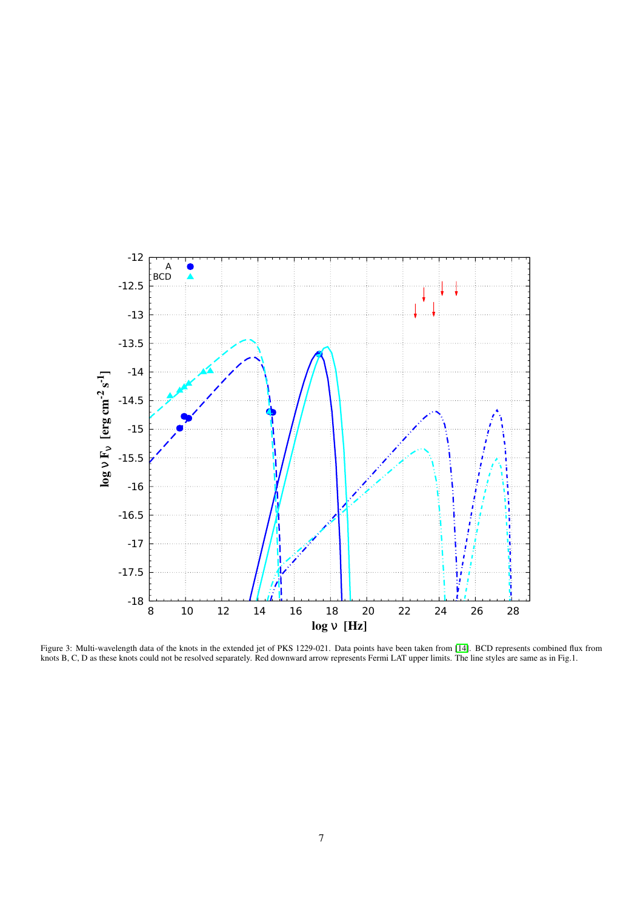Figure 3: Multi-wavelength data of the knots in the extended jet of PKS 1229-021. Data points have been taken from [14]. BCD represents combined flux from knots B, C, D as these knots could not be resolved separately. Red downward arrow represents Fermi LAT upper limits. The line styles are same as in Fig.1.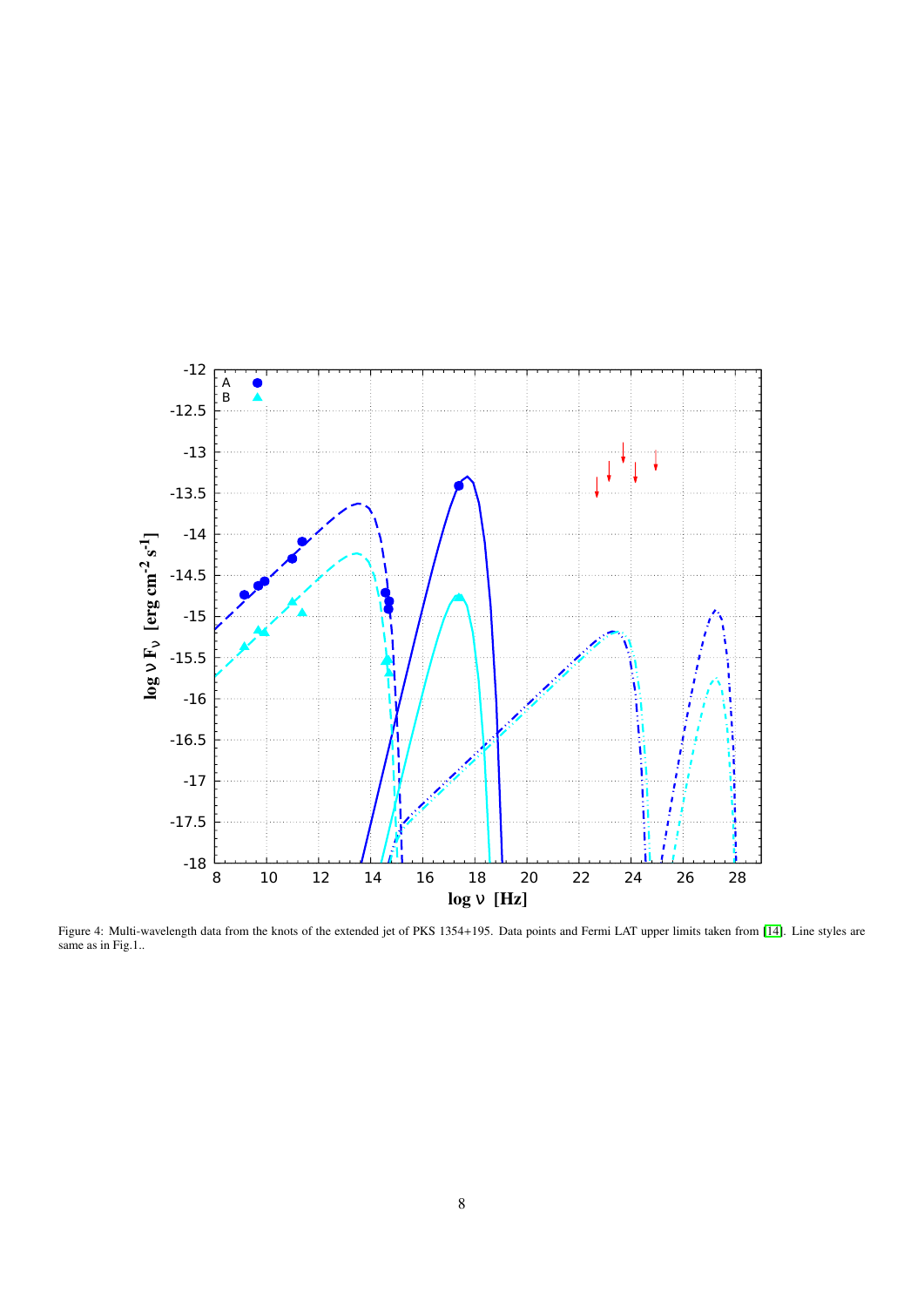Figure 4: Multi-wavelength data from the knots of the extended jet of PKS 1354+195. Data points and Fermi LAT upper limits taken from [14]. Line styles are same as in Fig.1..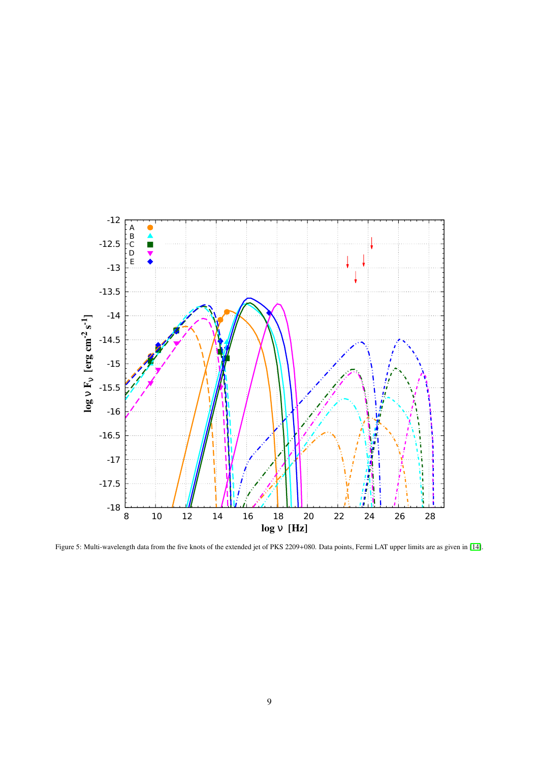Figure 5: Multi-wavelength data from the five knots of the extended jet of PKS 2209+080. Data points, Fermi LAT upper limits are as given in [14].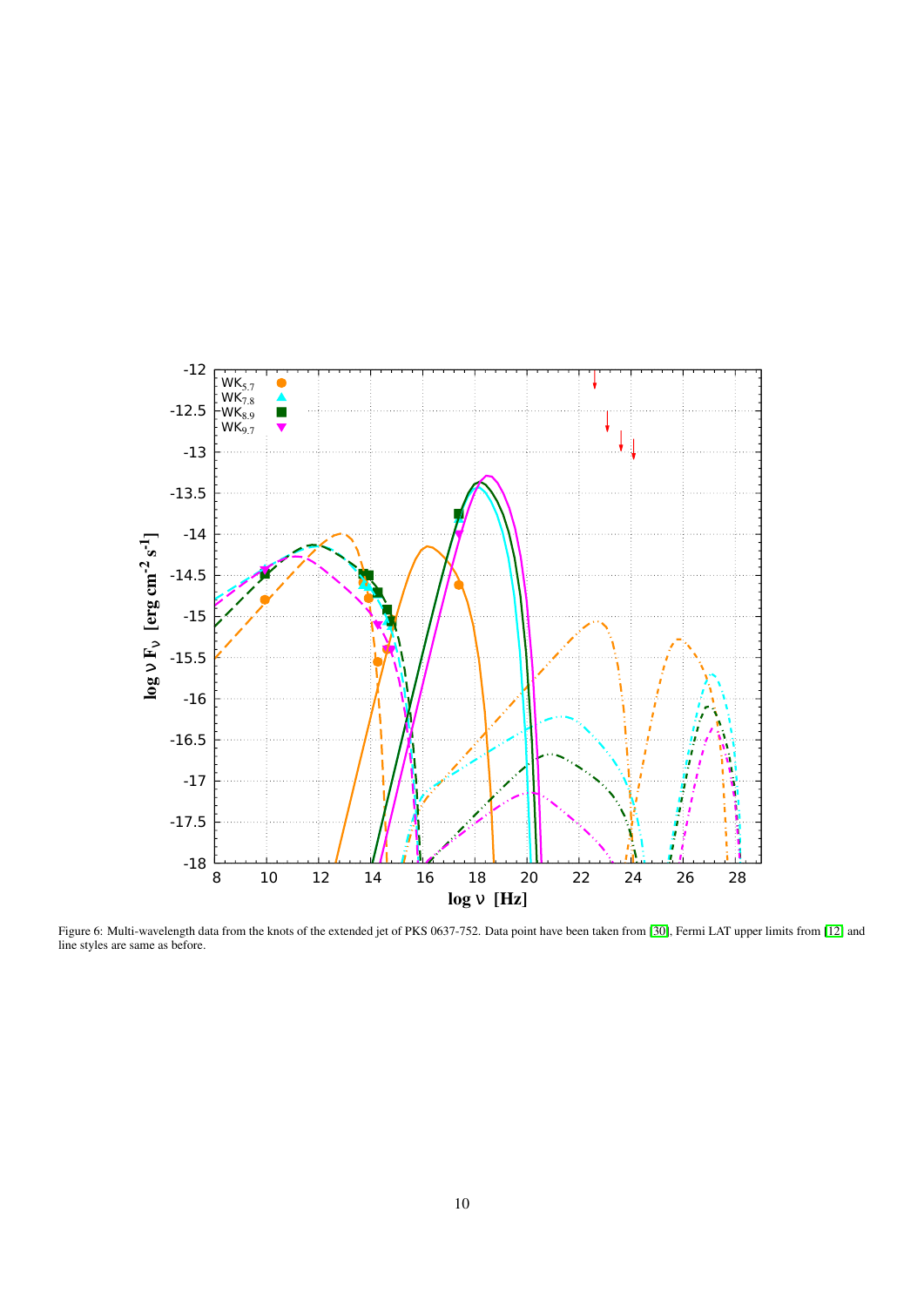Figure 6: Multi-wavelength data from the knots of the extended jet of PKS 0637-752. Data point have been taken from [30], Fermi LAT upper limits from [12] and line styles are same as before.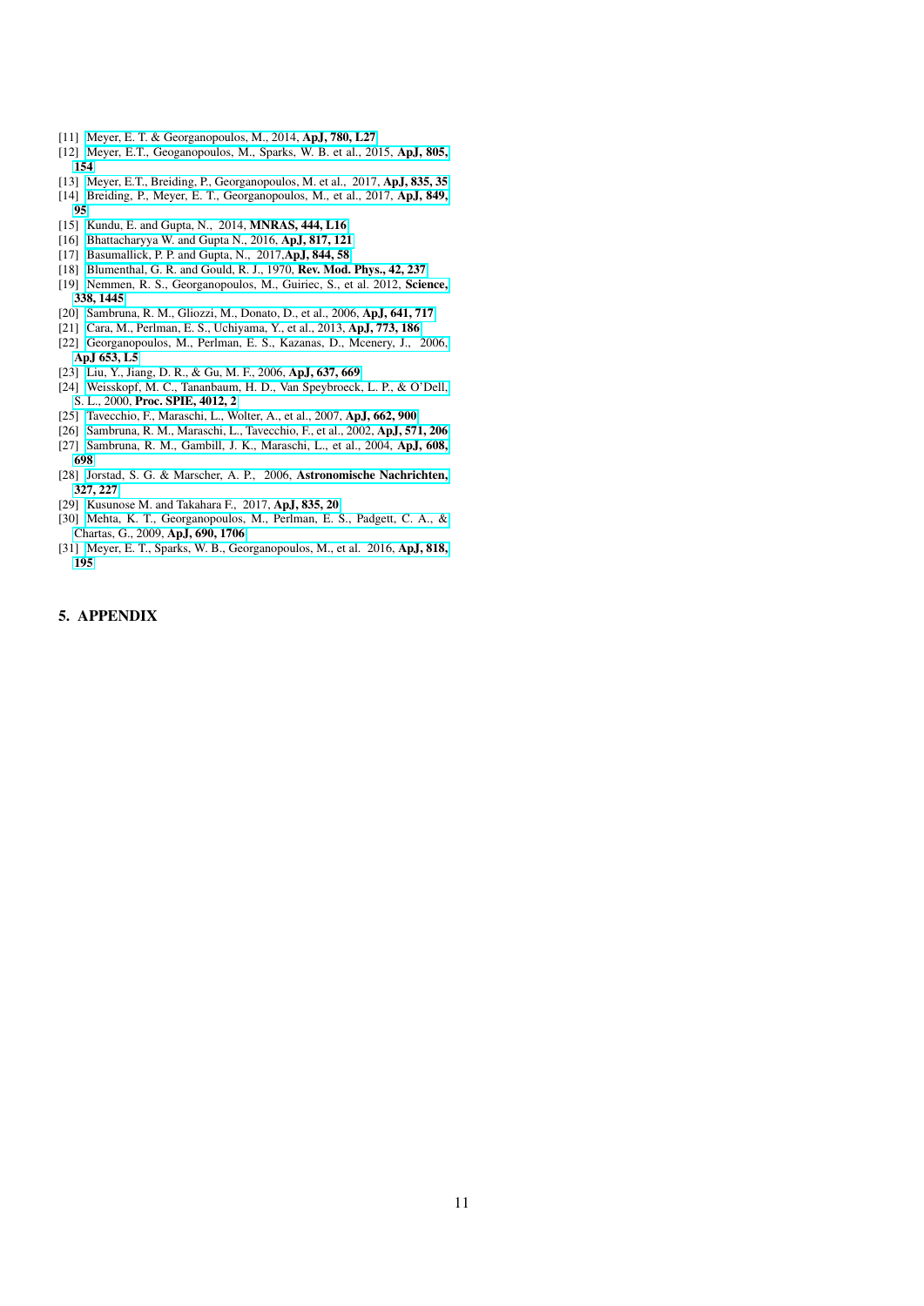[11] Meyer, E. T. & Georganopoulos, M., 2014, **ApJ, 780, L27**
[12] Meyer, E.T., Geoganopoulos, M., Sparks, W. B. et al., 2015, **ApJ, 805, 154**
[13] Meyer, E.T., Breiding, P., Georganopoulos, M. et al., 2017, **ApJ, 835, 35**
[14] Breiding, P., Meyer, E. T., Georganopoulos, M., et al., 2017, **ApJ, 849, 95**
[15] Kundu, E. and Gupta, N., 2014, **MNRAS, 444, L16**
[16] Bhattacharyya W. and Gupta N., 2016, **ApJ, 817, 121**
[17] Basumallick, P. P. and Gupta, N., 2017,**ApJ, 844, 58**
[18] Blumenthal, G. R. and Gould, R. J., 1970, **Rev. Mod. Phys., 42, 237**
[19] Nemmen, R. S., Georganopoulos, M., Guiriec, S., et al. 2012, **Science, 338, 1445**
[20] Sambruna, R. M., Gliozzi, M., Donato, D., et al., 2006, **ApJ, 641, 717**
[21] Cara, M., Perlman, E. S., Uchiyama, Y., et al., 2013, **ApJ, 773, 186**
[22] Georganopoulos, M., Perlman, E. S., Kazanas, D., Mcenery, J., 2006, **ApJ 653, L5**
[23] Liu, Y., Jiang, D. R., & Gu, M. F., 2006, **ApJ, 637, 669**
[24] Weisskopf, M. C., Tananbaum, H. D., Van Speybroeck, L. P., & O'Dell, S. L., 2000, **Proc. SPIE, 4012, 2**
[25] Tavecchio, F., Maraschi, L., Wolter, A., et al., 2007, **ApJ, 662, 900**
[26] Sambruna, R. M., Maraschi, L., Tavecchio, F., et al., 2002, **ApJ, 571, 206**
[27] Sambruna, R. M., Gambill, J. K., Maraschi, L., et al., 2004, **ApJ, 608, 698**
[28] Jorstad, S. G. & Marscher, A. P., 2006, **Astronomische Nachrichten, 327, 227**
[29] Kusunose M. and Takahara F., 2017, **ApJ, 835, 20**
[30] Mehta, K. T., Georganopoulos, M., Perlman, E. S., Padgett, C. A., & Chartas, G., 2009, **ApJ, 690, 1706**
[31] Meyer, E. T., Sparks, W. B., Georganopoulos, M., et al. 2016, **ApJ, 818, 195**

## 5. APPENDIX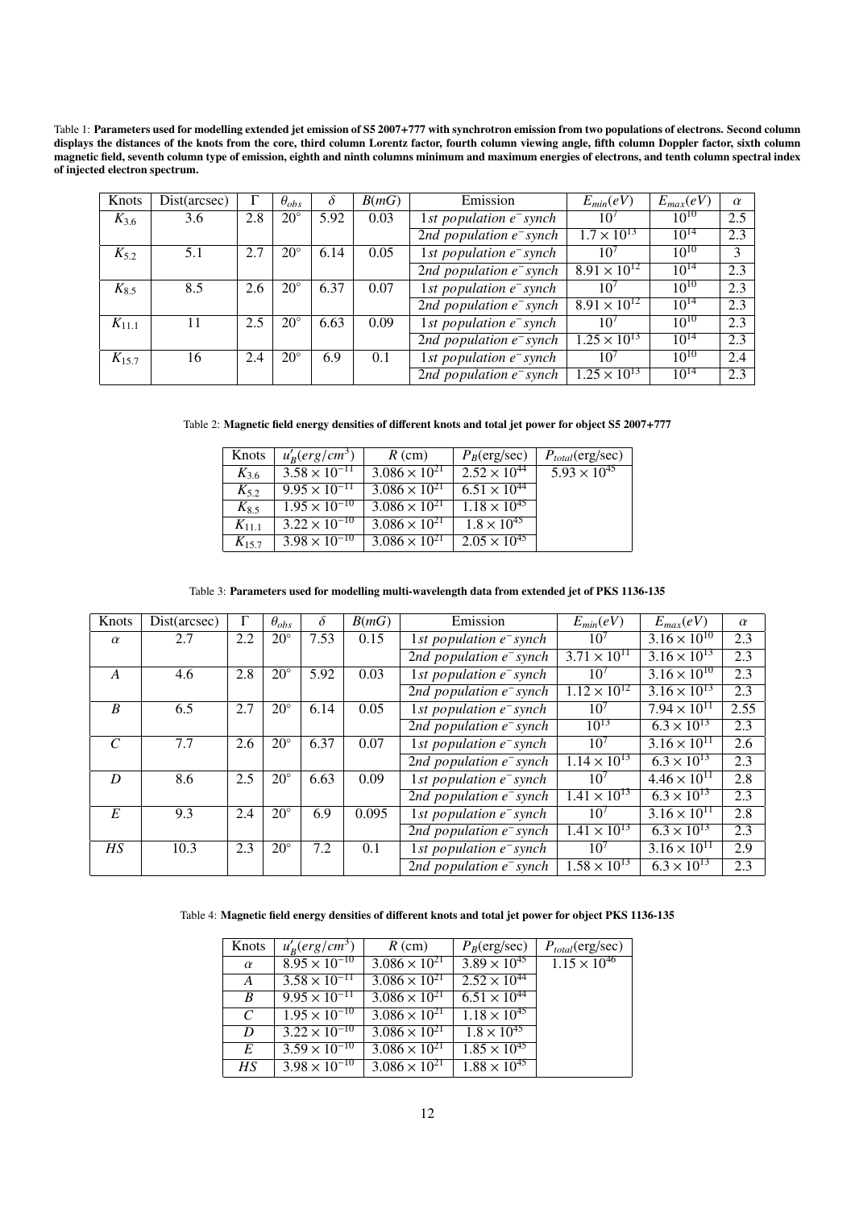Table 1: **Parameters used for modelling extended jet emission of S5 2007+777 with synchrotron emission from two populations of electrons. Second column displays the distances of the knots from the core, third column Lorentz factor, fourth column viewing angle, fifth column Doppler factor, sixth column magnetic field, seventh column type of emission, eighth and ninth columns minimum and maximum energies of electrons, and tenth column spectral index of injected electron spectrum.**

| Knots | Dist(arcsec) | $\Gamma$ | $\theta_{obs}$ | $\delta$ | $B(mG)$ | Emission | $E_{min}(eV)$ | $E_{max}(eV)$ | $\alpha$ |
|---|---|---|---|---|---|---|---|---|---|
| $K_{3.6}$ | 3.6 | 2.8 | $20^{\circ}$ | 5.92 | 0.03 | $1st$ $population$ $e^{-}$ $synch$ | $10^{7}$ | $10^{10}$ | 2.5 |
| | | | | | | $2nd$ $population$ $e^{-}$ $synch$ | $1.7\times10^{13}$ | $10^{14}$ | 2.3 |
| $K_{5.2}$ | 5.1 | 2.7 | $20^{\circ}$ | 6.14 | 0.05 | $1st$ $population$ $e^{-}$ $synch$ | $10^{7}$ | $10^{10}$ | 3 |
| | | | | | | $2nd$ $population$ $e^{-}$ $synch$ | $8.91\times10^{12}$ | $10^{14}$ | 2.3 |
| $K_{8.5}$ | 8.5 | 2.6 | $20^{\circ}$ | 6.37 | 0.07 | $1st$ $population$ $e^{-}$ $synch$ | $10^{7}$ | $10^{10}$ | 2.3 |
| | | | | | | $2nd$ $population$ $e^{-}$ $synch$ | $8.91\times10^{12}$ | $10^{14}$ | 2.3 |
| $K_{11.1}$ | 11 | 2.5 | $20^{\circ}$ | 6.63 | 0.09 | $1st$ $population$ $e^{-}$ $synch$ | $10^{7}$ | $10^{10}$ | 2.3 |
| | | | | | | $2nd$ $population$ $e^{-}$ $synch$ | $1.25\times10^{13}$ | $10^{14}$ | 2.3 |
| $K_{15.7}$ | 16 | 2.4 | $20^{\circ}$ | 6.9 | 0.1 | $1st$ $population$ $e^{-}$ $synch$ | $10^{7}$ | $10^{10}$ | 2.4 |
| | | | | | | $2nd$ $population$ $e^{-}$ $synch$ | $1.25\times10^{13}$ | $10^{14}$ | 2.3 |

Table 2: **Magnetic field energy densities of different knots and total jet power for object S5 2007+777**

| Knots | $u'_B(erg/cm^3)$ | $R$ (cm) | $P_B$(erg/sec) | $P_{total}$(erg/sec) |
|---|---|---|---|---|
| $K_{3.6}$ | $3.58\times10^{-11}$ | $3.086\times10^{21}$ | $2.52\times10^{44}$ | $5.93\times10^{45}$ |
| $K_{5.2}$ | $9.95\times10^{-11}$ | $3.086\times10^{21}$ | $6.51\times10^{44}$ | |
| $K_{8.5}$ | $1.95\times10^{-10}$ | $3.086\times10^{21}$ | $1.18\times10^{45}$ | |
| $K_{11.1}$ | $3.22\times10^{-10}$ | $3.086\times10^{21}$ | $1.8\times10^{45}$ | |
| $K_{15.7}$ | $3.98\times10^{-10}$ | $3.086\times10^{21}$ | $2.05\times10^{45}$ | |

Table 3: **Parameters used for modelling multi-wavelength data from extended jet of PKS 1136-135**

| Knots | Dist(arcsec) | $\Gamma$ | $\theta_{obs}$ | $\delta$ | $B(mG)$ | Emission | $E_{min}(eV)$ | $E_{max}(eV)$ | $\alpha$ |
|---|---|---|---|---|---|---|---|---|---|
| $\alpha$ | 2.7 | 2.2 | $20^{\circ}$ | 7.53 | 0.15 | $1st$ $population$ $e^{-}$ $synch$ | $10^{7}$ | $3.16\times10^{10}$ | 2.3 |
| | | | | | | $2nd$ $population$ $e^{-}$ $synch$ | $3.71\times10^{11}$ | $3.16\times10^{13}$ | 2.3 |
| $A$ | 4.6 | 2.8 | $20^{\circ}$ | 5.92 | 0.03 | $1st$ $population$ $e^{-}$ $synch$ | $10^{7}$ | $3.16\times10^{10}$ | 2.3 |
| | | | | | | $2nd$ $population$ $e^{-}$ $synch$ | $1.12\times10^{12}$ | $3.16\times10^{13}$ | 2.3 |
| $B$ | 6.5 | 2.7 | $20^{\circ}$ | 6.14 | 0.05 | $1st$ $population$ $e^{-}$ $synch$ | $10^{7}$ | $7.94\times10^{11}$ | 2.55 |
| | | | | | | $2nd$ $population$ $e^{-}$ $synch$ | $10^{13}$ | $6.3\times10^{13}$ | 2.3 |
| $C$ | 7.7 | 2.6 | $20^{\circ}$ | 6.37 | 0.07 | $1st$ $population$ $e^{-}$ $synch$ | $10^{7}$ | $3.16\times10^{11}$ | 2.6 |
| | | | | | | $2nd$ $population$ $e^{-}$ $synch$ | $1.14\times10^{13}$ | $6.3\times10^{13}$ | 2.3 |
| $D$ | 8.6 | 2.5 | $20^{\circ}$ | 6.63 | 0.09 | $1st$ $population$ $e^{-}$ $synch$ | $10^{7}$ | $4.46\times10^{11}$ | 2.8 |
| | | | | | | $2nd$ $population$ $e^{-}$ $synch$ | $1.41\times10^{13}$ | $6.3\times10^{13}$ | 2.3 |
| $E$ | 9.3 | 2.4 | $20^{\circ}$ | 6.9 | 0.095 | $1st$ $population$ $e^{-}$ $synch$ | $10^{7}$ | $3.16\times10^{11}$ | 2.8 |
| | | | | | | $2nd$ $population$ $e^{-}$ $synch$ | $1.41\times10^{13}$ | $6.3\times10^{13}$ | 2.3 |
| $HS$ | 10.3 | 2.3 | $20^{\circ}$ | 7.2 | 0.1 | $1st$ $population$ $e^{-}$ $synch$ | $10^{7}$ | $3.16\times10^{11}$ | 2.9 |
| | | | | | | $2nd$ $population$ $e^{-}$ $synch$ | $1.58\times10^{13}$ | $6.3\times10^{13}$ | 2.3 |

Table 4: **Magnetic field energy densities of different knots and total jet power for object PKS 1136-135**

| Knots | $u'_B(erg/cm^3)$ | $R$ (cm) | $P_B$(erg/sec) | $P_{total}$(erg/sec) |
|---|---|---|---|---|
| $\alpha$ | $8.95\times10^{-10}$ | $3.086\times10^{21}$ | $3.89\times10^{45}$ | $1.15\times10^{46}$ |
| $A$ | $3.58\times10^{-11}$ | $3.086\times10^{21}$ | $2.52\times10^{44}$ | |
| $B$ | $9.95\times10^{-11}$ | $3.086\times10^{21}$ | $6.51\times10^{44}$ | |
| $C$ | $1.95\times10^{-10}$ | $3.086\times10^{21}$ | $1.18\times10^{45}$ | |
| $D$ | $3.22\times10^{-10}$ | $3.086\times10^{21}$ | $1.8\times10^{45}$ | |
| $E$ | $3.59\times10^{-10}$ | $3.086\times10^{21}$ | $1.85\times10^{45}$ | |
| $HS$ | $3.98\times10^{-10}$ | $3.086\times10^{21}$ | $1.88\times10^{45}$ | |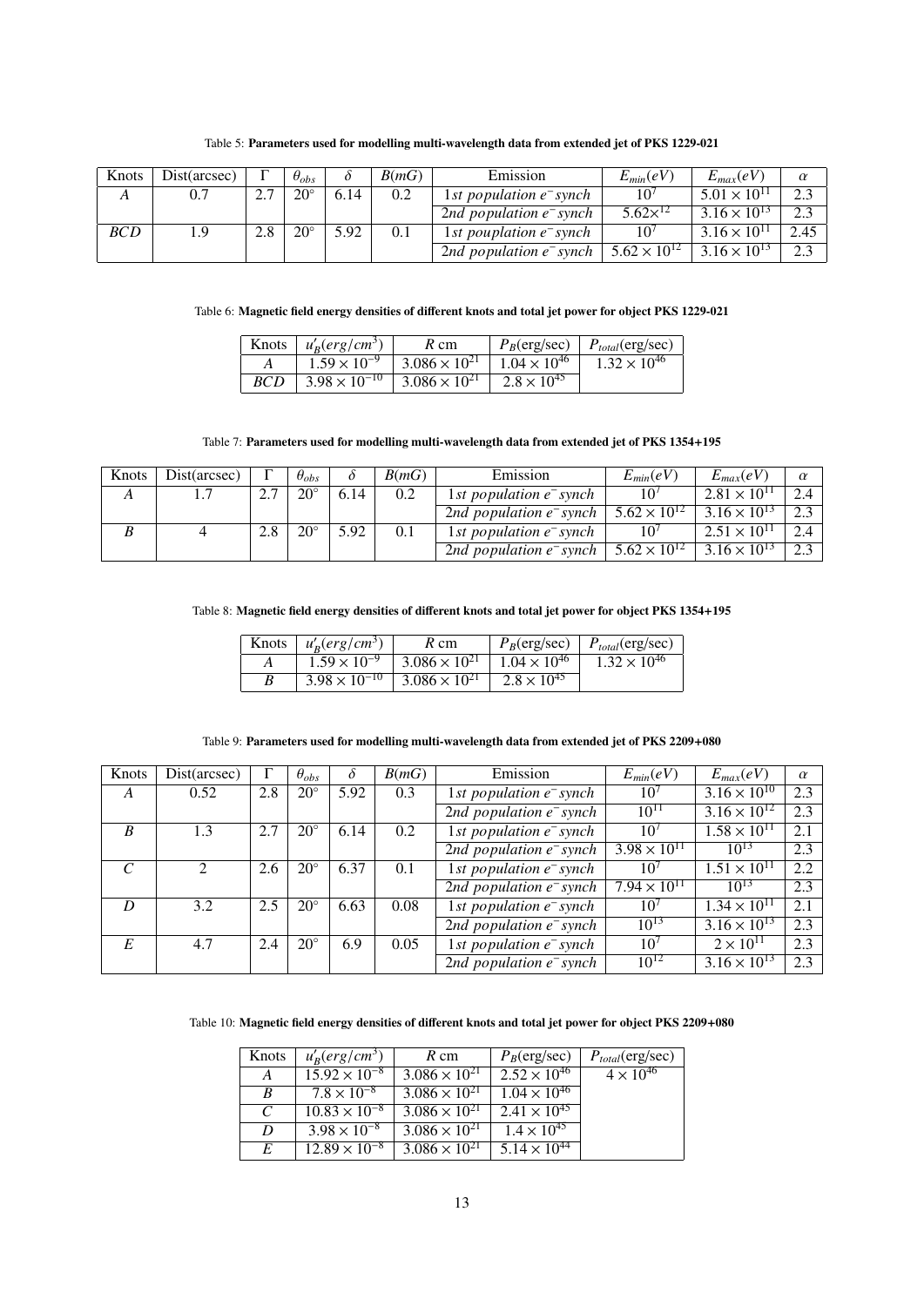Table 5: **Parameters used for modelling multi-wavelength data from extended jet of PKS 1229-021**

| Knots | Dist(arcsec) | $\Gamma$ | $\theta_{obs}$ | $\delta$ | $B(mG)$ | Emission | $E_{min}(eV)$ | $E_{max}(eV)$ | $\alpha$ |
|---|---|---|---|---|---|---|---|---|---|
| $A$ | 0.7 | 2.7 | $20°$ | 6.14 | 0.2 | $1st$ $population$ $e^{-}$ $synch$ | $10^{7}$ | $5.01 \times 10^{11}$ | 2.3 |
| | | | | | | $2nd$ $population$ $e^{-}$ $synch$ | $5.62{\times}^{12}$ | $3.16 \times 10^{13}$ | 2.3 |
| $BCD$ | 1.9 | 2.8 | $20°$ | 5.92 | 0.1 | $1st$ $pouplation$ $e^{-}$ $synch$ | $10^{7}$ | $3.16 \times 10^{11}$ | 2.45 |
| | | | | | | $2nd$ $population$ $e^{-}$ $synch$ | $5.62 \times 10^{12}$ | $3.16 \times 10^{13}$ | 2.3 |

Table 6: **Magnetic field energy densities of different knots and total jet power for object PKS 1229-021**

| Knots | $u'_B(erg/cm^3)$ | $R$ cm | $P_B$(erg/sec) | $P_{total}$(erg/sec) |
|---|---|---|---|---|
| $A$ | $1.59 \times 10^{-9}$ | $3.086 \times 10^{21}$ | $1.04 \times 10^{46}$ | $1.32 \times 10^{46}$ |
| $BCD$ | $3.98 \times 10^{-10}$ | $3.086 \times 10^{21}$ | $2.8 \times 10^{45}$ | |

Table 7: **Parameters used for modelling multi-wavelength data from extended jet of PKS 1354+195**

| Knots | Dist(arcsec) | $\Gamma$ | $\theta_{obs}$ | $\delta$ | $B(mG)$ | Emission | $E_{min}(eV)$ | $E_{max}(eV)$ | $\alpha$ |
|---|---|---|---|---|---|---|---|---|---|
| $A$ | 1.7 | 2.7 | $20°$ | 6.14 | 0.2 | $1st$ $population$ $e^{-}$ $synch$ | $10^{7}$ | $2.81 \times 10^{11}$ | 2.4 |
| | | | | | | $2nd$ $population$ $e^{-}$ $synch$ | $5.62 \times 10^{12}$ | $3.16 \times 10^{13}$ | 2.3 |
| $B$ | 4 | 2.8 | $20°$ | 5.92 | 0.1 | $1st$ $population$ $e^{-}$ $synch$ | $10^{7}$ | $2.51 \times 10^{11}$ | 2.4 |
| | | | | | | $2nd$ $population$ $e^{-}$ $synch$ | $5.62 \times 10^{12}$ | $3.16 \times 10^{13}$ | 2.3 |

Table 8: **Magnetic field energy densities of different knots and total jet power for object PKS 1354+195**

| Knots | $u'_B(erg/cm^3)$ | $R$ cm | $P_B$(erg/sec) | $P_{total}$(erg/sec) |
|---|---|---|---|---|
| $A$ | $1.59 \times 10^{-9}$ | $3.086 \times 10^{21}$ | $1.04 \times 10^{46}$ | $1.32 \times 10^{46}$ |
| $B$ | $3.98 \times 10^{-10}$ | $3.086 \times 10^{21}$ | $2.8 \times 10^{45}$ | |

Table 9: **Parameters used for modelling multi-wavelength data from extended jet of PKS 2209+080**

| Knots | Dist(arcsec) | $\Gamma$ | $\theta_{obs}$ | $\delta$ | $B(mG)$ | Emission | $E_{min}(eV)$ | $E_{max}(eV)$ | $\alpha$ |
|---|---|---|---|---|---|---|---|---|---|
| $A$ | 0.52 | 2.8 | $20°$ | 5.92 | 0.3 | $1st$ $population$ $e^{-}$ $synch$ | $10^{7}$ | $3.16 \times 10^{10}$ | 2.3 |
| | | | | | | $2nd$ $population$ $e^{-}$ $synch$ | $10^{11}$ | $3.16 \times 10^{12}$ | 2.3 |
| $B$ | 1.3 | 2.7 | $20°$ | 6.14 | 0.2 | $1st$ $population$ $e^{-}$ $synch$ | $10^{7}$ | $1.58 \times 10^{11}$ | 2.1 |
| | | | | | | $2nd$ $population$ $e^{-}$ $synch$ | $3.98 \times 10^{11}$ | $10^{13}$ | 2.3 |
| $C$ | 2 | 2.6 | $20°$ | 6.37 | 0.1 | $1st$ $population$ $e^{-}$ $synch$ | $10^{7}$ | $1.51 \times 10^{11}$ | 2.2 |
| | | | | | | $2nd$ $population$ $e^{-}$ $synch$ | $7.94 \times 10^{11}$ | $10^{13}$ | 2.3 |
| $D$ | 3.2 | 2.5 | $20°$ | 6.63 | 0.08 | $1st$ $population$ $e^{-}$ $synch$ | $10^{7}$ | $1.34 \times 10^{11}$ | 2.1 |
| | | | | | | $2nd$ $population$ $e^{-}$ $synch$ | $10^{13}$ | $3.16 \times 10^{13}$ | 2.3 |
| $E$ | 4.7 | 2.4 | $20°$ | 6.9 | 0.05 | $1st$ $population$ $e^{-}$ $synch$ | $10^{7}$ | $2 \times 10^{11}$ | 2.3 |
| | | | | | | $2nd$ $population$ $e^{-}$ $synch$ | $10^{12}$ | $3.16 \times 10^{13}$ | 2.3 |

Table 10: **Magnetic field energy densities of different knots and total jet power for object PKS 2209+080**

| Knots | $u'_B(erg/cm^3)$ | $R$ cm | $P_B$(erg/sec) | $P_{total}$(erg/sec) |
|---|---|---|---|---|
| $A$ | $15.92 \times 10^{-8}$ | $3.086 \times 10^{21}$ | $2.52 \times 10^{46}$ | $4 \times 10^{46}$ |
| $B$ | $7.8 \times 10^{-8}$ | $3.086 \times 10^{21}$ | $1.04 \times 10^{46}$ | |
| $C$ | $10.83 \times 10^{-8}$ | $3.086 \times 10^{21}$ | $2.41 \times 10^{45}$ | |
| $D$ | $3.98 \times 10^{-8}$ | $3.086 \times 10^{21}$ | $1.4 \times 10^{45}$ | |
| $E$ | $12.89 \times 10^{-8}$ | $3.086 \times 10^{21}$ | $5.14 \times 10^{44}$ | |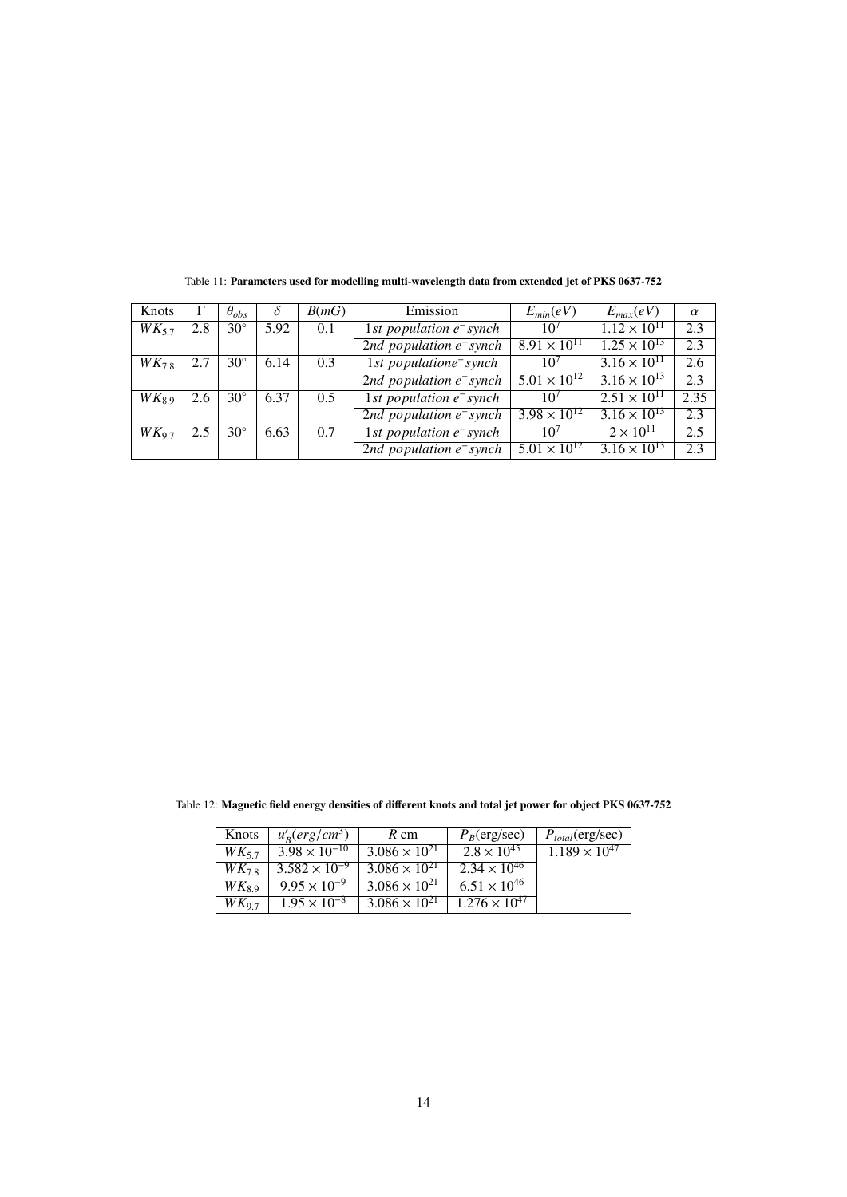Table 11: **Parameters used for modelling multi-wavelength data from extended jet of PKS 0637-752**

| Knots | $\Gamma$ | $\theta_{obs}$ | $\delta$ | $B(mG)$ | Emission | $E_{min}(eV)$ | $E_{max}(eV)$ | $\alpha$ |
|---|---|---|---|---|---|---|---|---|
| $WK_{5.7}$ | 2.8 | $30^{\circ}$ | 5.92 | 0.1 | $1st\ population\ e^{-} synch$ | $10^{7}$ | $1.12 \times 10^{11}$ | 2.3 |
| | | | | | $2nd\ population\ e^{-} synch$ | $8.91 \times 10^{11}$ | $1.25 \times 10^{13}$ | 2.3 |
| $WK_{7.8}$ | 2.7 | $30^{\circ}$ | 6.14 | 0.3 | $1st\ populatione^{-} synch$ | $10^{7}$ | $3.16 \times 10^{11}$ | 2.6 |
| | | | | | $2nd\ population\ e^{-} synch$ | $5.01 \times 10^{12}$ | $3.16 \times 10^{13}$ | 2.3 |
| $WK_{8.9}$ | 2.6 | $30^{\circ}$ | 6.37 | 0.5 | $1st\ population\ e^{-} synch$ | $10^{7}$ | $2.51 \times 10^{11}$ | 2.35 |
| | | | | | $2nd\ population\ e^{-} synch$ | $3.98 \times 10^{12}$ | $3.16 \times 10^{13}$ | 2.3 |
| $WK_{9.7}$ | 2.5 | $30^{\circ}$ | 6.63 | 0.7 | $1st\ population\ e^{-} synch$ | $10^{7}$ | $2 \times 10^{11}$ | 2.5 |
| | | | | | $2nd\ population\ e^{-} synch$ | $5.01 \times 10^{12}$ | $3.16 \times 10^{13}$ | 2.3 |

Table 12: **Magnetic field energy densities of different knots and total jet power for object PKS 0637-752**

| Knots | $u'_B(erg/cm^3)$ | $R$ cm | $P_B$(erg/sec) | $P_{total}$(erg/sec) |
|---|---|---|---|---|
| $WK_{5.7}$ | $3.98 \times 10^{-10}$ | $3.086 \times 10^{21}$ | $2.8 \times 10^{45}$ | $1.189 \times 10^{47}$ |
| $WK_{7.8}$ | $3.582 \times 10^{-9}$ | $3.086 \times 10^{21}$ | $2.34 \times 10^{46}$ | |
| $WK_{8.9}$ | $9.95 \times 10^{-9}$ | $3.086 \times 10^{21}$ | $6.51 \times 10^{46}$ | |
| $WK_{9.7}$ | $1.95 \times 10^{-8}$ | $3.086 \times 10^{21}$ | $1.276 \times 10^{47}$ | |